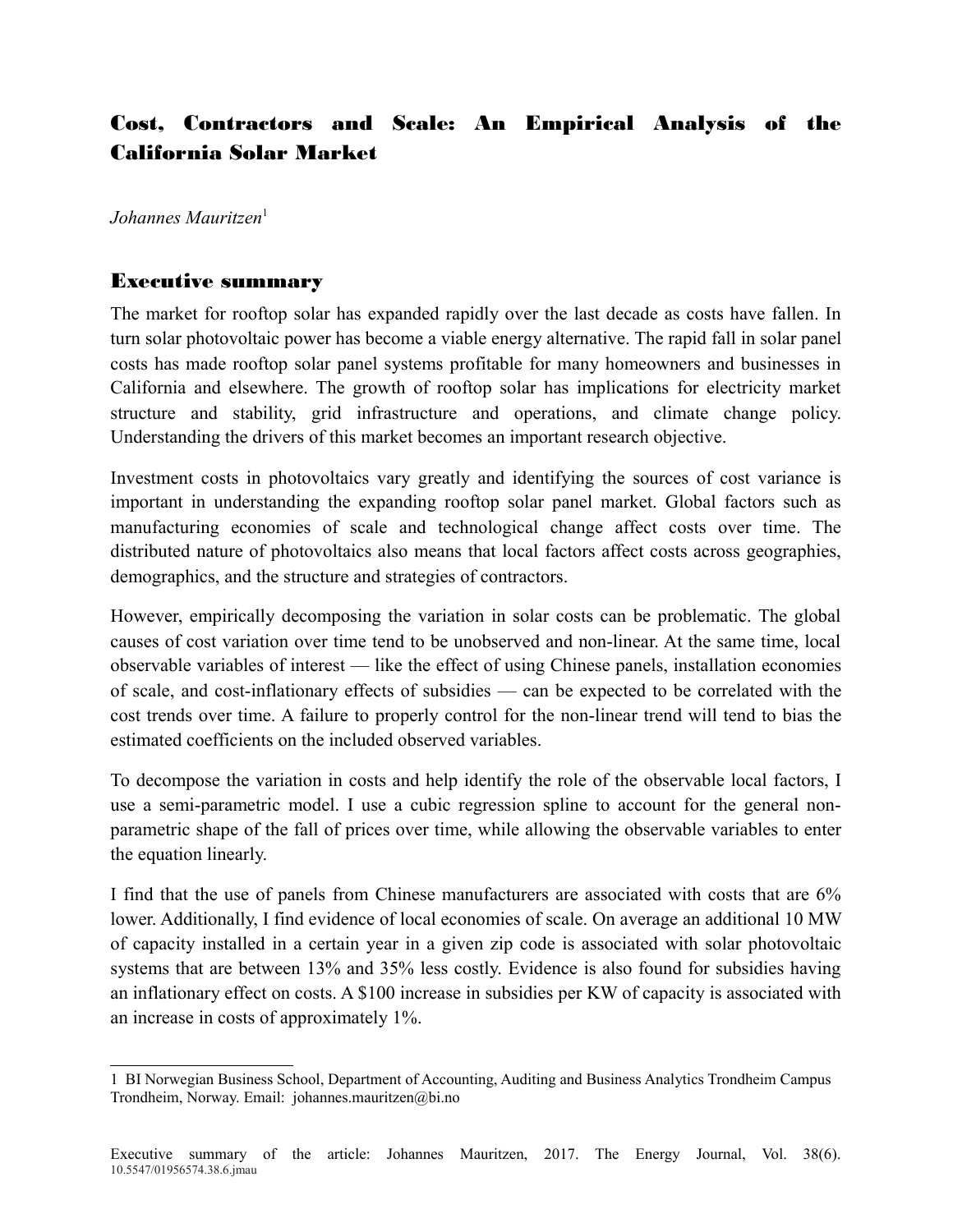# Cost, Contractors and Scale: An Empirical Analysis of the California Solar Market

*Johannes Mauritzen*[1]

## Executive summary

The market for rooftop solar has expanded rapidly over the last decade as costs have fallen. In turn solar photovoltaic power has become a viable energy alternative. The rapid fall in solar panel costs has made rooftop solar panel systems profitable for many homeowners and businesses in California and elsewhere. The growth of rooftop solar has implications for electricity market structure and stability, grid infrastructure and operations, and climate change policy. Understanding the drivers of this market becomes an important research objective.

Investment costs in photovoltaics vary greatly and identifying the sources of cost variance is important in understanding the expanding rooftop solar panel market. Global factors such as manufacturing economies of scale and technological change affect costs over time. The distributed nature of photovoltaics also means that local factors affect costs across geographies, demographics, and the structure and strategies of contractors.

However, empirically decomposing the variation in solar costs can be problematic. The global causes of cost variation over time tend to be unobserved and non-linear. At the same time, local observable variables of interest — like the effect of using Chinese panels, installation economies of scale, and cost-inflationary effects of subsidies — can be expected to be correlated with the cost trends over time. A failure to properly control for the non-linear trend will tend to bias the estimated coefficients on the included observed variables.

To decompose the variation in costs and help identify the role of the observable local factors, I use a semi-parametric model. I use a cubic regression spline to account for the general non-parametric shape of the fall of prices over time, while allowing the observable variables to enter the equation linearly.

I find that the use of panels from Chinese manufacturers are associated with costs that are 6% lower. Additionally, I find evidence of local economies of scale. On average an additional 10 MW of capacity installed in a certain year in a given zip code is associated with solar photovoltaic systems that are between 13% and 35% less costly. Evidence is also found for subsidies having an inflationary effect on costs. A $100 increase in subsidies per KW of capacity is associated with an increase in costs of approximately 1%.

---

[1] BI Norwegian Business School, Department of Accounting, Auditing and Business Analytics Trondheim Campus Trondheim, Norway. Email: johannes.mauritzen@bi.no

Executive summary of the article: Johannes Mauritzen, 2017. The Energy Journal, Vol. 38(6). 10.5547/01956574.38.6.jmau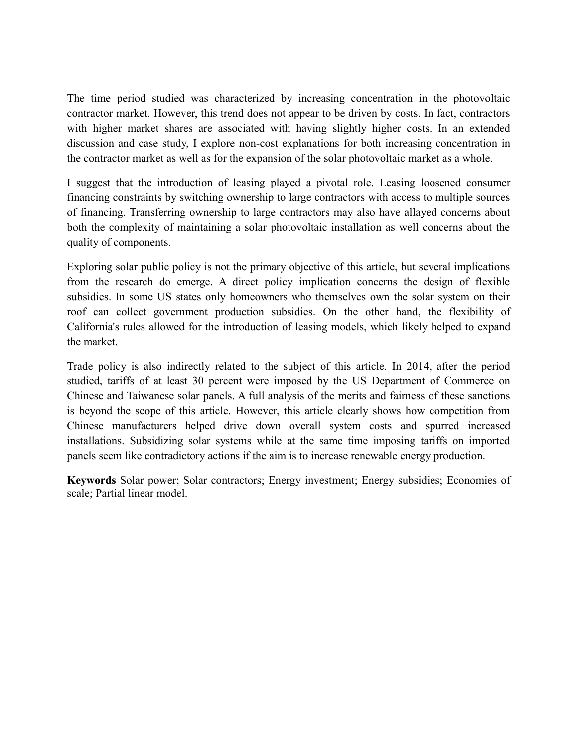The time period studied was characterized by increasing concentration in the photovoltaic contractor market. However, this trend does not appear to be driven by costs. In fact, contractors with higher market shares are associated with having slightly higher costs. In an extended discussion and case study, I explore non-cost explanations for both increasing concentration in the contractor market as well as for the expansion of the solar photovoltaic market as a whole.

I suggest that the introduction of leasing played a pivotal role. Leasing loosened consumer financing constraints by switching ownership to large contractors with access to multiple sources of financing. Transferring ownership to large contractors may also have allayed concerns about both the complexity of maintaining a solar photovoltaic installation as well concerns about the quality of components.

Exploring solar public policy is not the primary objective of this article, but several implications from the research do emerge. A direct policy implication concerns the design of flexible subsidies. In some US states only homeowners who themselves own the solar system on their roof can collect government production subsidies. On the other hand, the flexibility of California's rules allowed for the introduction of leasing models, which likely helped to expand the market.

Trade policy is also indirectly related to the subject of this article. In 2014, after the period studied, tariffs of at least 30 percent were imposed by the US Department of Commerce on Chinese and Taiwanese solar panels. A full analysis of the merits and fairness of these sanctions is beyond the scope of this article. However, this article clearly shows how competition from Chinese manufacturers helped drive down overall system costs and spurred increased installations. Subsidizing solar systems while at the same time imposing tariffs on imported panels seem like contradictory actions if the aim is to increase renewable energy production.

**Keywords** Solar power; Solar contractors; Energy investment; Energy subsidies; Economies of scale; Partial linear model.